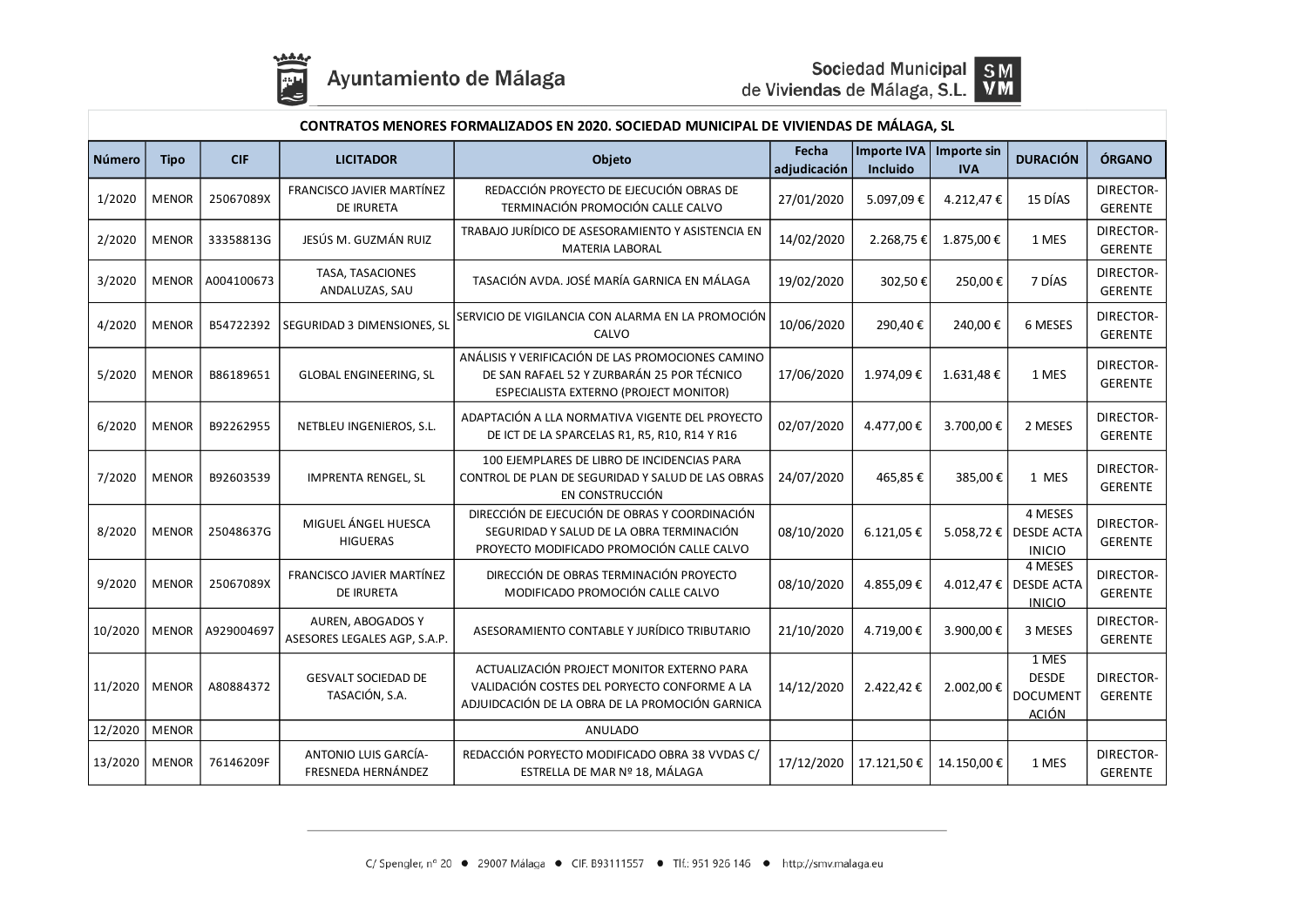## CONTRATOS MENORES FORMALIZADOS EN 2020. SOCIEDAD MUNICIPAL DE VIVIENDAS DE MÁLAGA, SL

| Número | Tipo | CIF | LICITADOR | Objeto | Fecha adjudicación | Importe IVA Incluido | Importe sin IVA | DURACIÓN | ÓRGANO |
|---|---|---|---|---|---|---|---|---|---|
| 1/2020 | MENOR | 25067089X | FRANCISCO JAVIER MARTÍNEZ DE IRURETA | REDACCIÓN PROYECTO DE EJECUCIÓN OBRAS DE TERMINACIÓN PROMOCIÓN CALLE CALVO | 27/01/2020 | 5.097,09 € | 4.212,47 € | 15 DÍAS | DIRECTOR-GERENTE |
| 2/2020 | MENOR | 33358813G | JESÚS M. GUZMÁN RUIZ | TRABAJO JURÍDICO DE ASESORAMIENTO Y ASISTENCIA EN MATERIA LABORAL | 14/02/2020 | 2.268,75 € | 1.875,00 € | 1 MES | DIRECTOR-GERENTE |
| 3/2020 | MENOR | A004100673 | TASA, TASACIONES ANDALUZAS, SAU | TASACIÓN AVDA. JOSÉ MARÍA GARNICA EN MÁLAGA | 19/02/2020 | 302,50 € | 250,00 € | 7 DÍAS | DIRECTOR-GERENTE |
| 4/2020 | MENOR | B54722392 | SEGURIDAD 3 DIMENSIONES, SL | SERVICIO DE VIGILANCIA CON ALARMA EN LA PROMOCIÓN CALVO | 10/06/2020 | 290,40 € | 240,00 € | 6 MESES | DIRECTOR-GERENTE |
| 5/2020 | MENOR | B86189651 | GLOBAL ENGINEERING, SL | ANÁLISIS Y VERIFICACIÓN DE LAS PROMOCIONES CAMINO DE SAN RAFAEL 52 Y ZURBARÁN 25 POR TÉCNICO ESPECIALISTA EXTERNO (PROJECT MONITOR) | 17/06/2020 | 1.974,09 € | 1.631,48 € | 1 MES | DIRECTOR-GERENTE |
| 6/2020 | MENOR | B92262955 | NETBLEU INGENIEROS, S.L. | ADAPTACIÓN A LLA NORMATIVA VIGENTE DEL PROYECTO DE ICT DE LA SPARCELAS R1, R5, R10, R14 Y R16 | 02/07/2020 | 4.477,00 € | 3.700,00 € | 2 MESES | DIRECTOR-GERENTE |
| 7/2020 | MENOR | B92603539 | IMPRENTA RENGEL, SL | 100 EJEMPLARES DE LIBRO DE INCIDENCIAS PARA CONTROL DE PLAN DE SEGURIDAD Y SALUD DE LAS OBRAS EN CONSTRUCCIÓN | 24/07/2020 | 465,85 € | 385,00 € | 1 MES | DIRECTOR-GERENTE |
| 8/2020 | MENOR | 25048637G | MIGUEL ÁNGEL HUESCA HIGUERAS | DIRECCIÓN DE EJECUCIÓN DE OBRAS Y COORDINACIÓN SEGURIDAD Y SALUD DE LA OBRA TERMINACIÓN PROYECTO MODIFICADO PROMOCIÓN CALLE CALVO | 08/10/2020 | 6.121,05 € | 5.058,72 € | 4 MESES DESDE ACTA INICIO | DIRECTOR-GERENTE |
| 9/2020 | MENOR | 25067089X | FRANCISCO JAVIER MARTÍNEZ DE IRURETA | DIRECCIÓN DE OBRAS TERMINACIÓN PROYECTO MODIFICADO PROMOCIÓN CALLE CALVO | 08/10/2020 | 4.855,09 € | 4.012,47 € | 4 MESES DESDE ACTA INICIO | DIRECTOR-GERENTE |
| 10/2020 | MENOR | A929004697 | AUREN, ABOGADOS Y ASESORES LEGALES AGP, S.A.P. | ASESORAMIENTO CONTABLE Y JURÍDICO TRIBUTARIO | 21/10/2020 | 4.719,00 € | 3.900,00 € | 3 MESES | DIRECTOR-GERENTE |
| 11/2020 | MENOR | A80884372 | GESVALT SOCIEDAD DE TASACIÓN, S.A. | ACTUALIZACIÓN PROJECT MONITOR EXTERNO PARA VALIDACIÓN COSTES DEL PORYECTO CONFORME A LA ADJUIDCACIÓN DE LA OBRA DE LA PROMOCIÓN GARNICA | 14/12/2020 | 2.422,42 € | 2.002,00 € | 1 MES DESDE DOCUMENTACIÓN | DIRECTOR-GERENTE |
| 12/2020 | MENOR | | | ANULADO | | | | | |
| 13/2020 | MENOR | 76146209F | ANTONIO LUIS GARCÍA-FRESNEDA HERNÁNDEZ | REDACCIÓN PORYECTO MODIFICADO OBRA 38 VVDAS C/ ESTRELLA DE MAR Nº 18, MÁLAGA | 17/12/2020 | 17.121,50 € | 14.150,00 € | 1 MES | DIRECTOR-GERENTE |